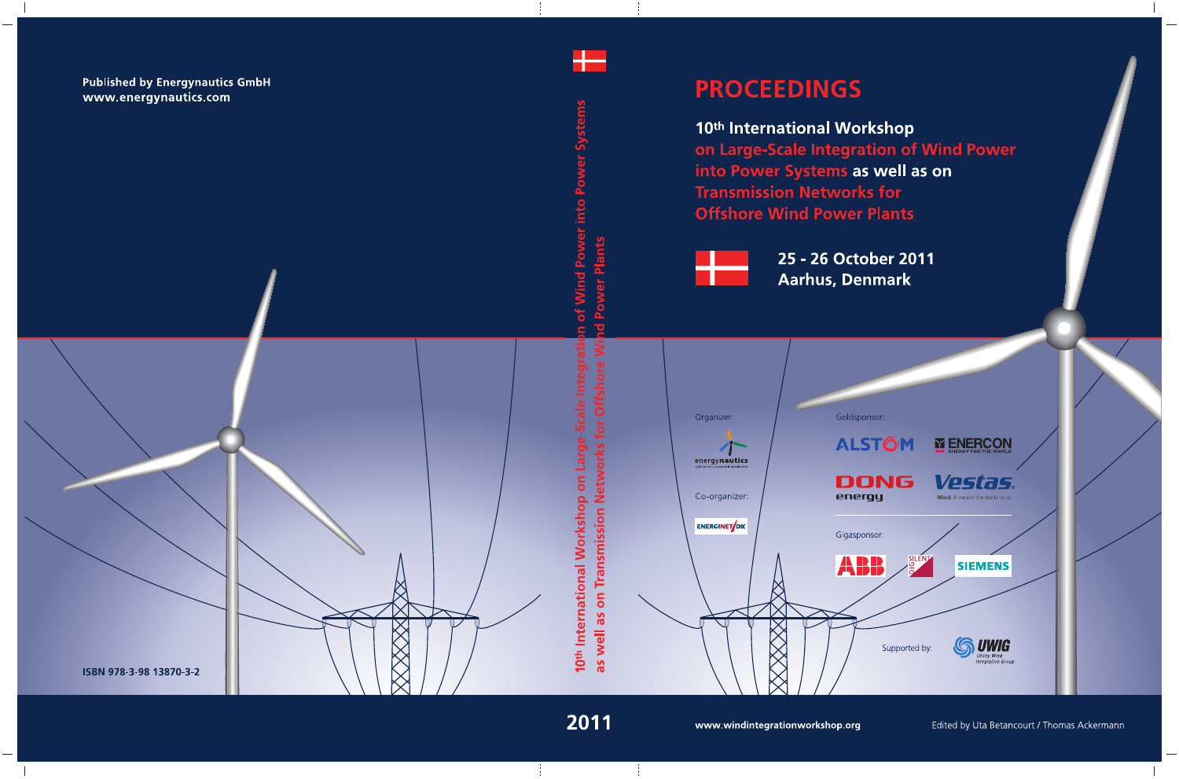Published by Energynautics GmbH
www.energynautics.com

ISBN 978-3-98 13870-3-2

10th International Workshop on Large-Scale Integration of Wind Power into Power Systems as well as on Transmission Networks for Offshore Wind Power Plants

2011

# PROCEEDINGS

## 10th International Workshop on Large-Scale Integration of Wind Power into Power Systems as well as on Transmission Networks for Offshore Wind Power Plants

**25 - 26 October 2011**
**Aarhus, Denmark**

Organizer:
energynautics

Co-organizer:
ENERGINET/DK

Goldsponsor:
ALSTOM
ENERCON
DONG energy
Vestas

Gigasponsor:
ABB
SILENT DIG
SIEMENS

Supported by:
UWIG Utility Wind Integration Group

www.windintegrationworkshop.org

Edited by Uta Betancourt / Thomas Ackermann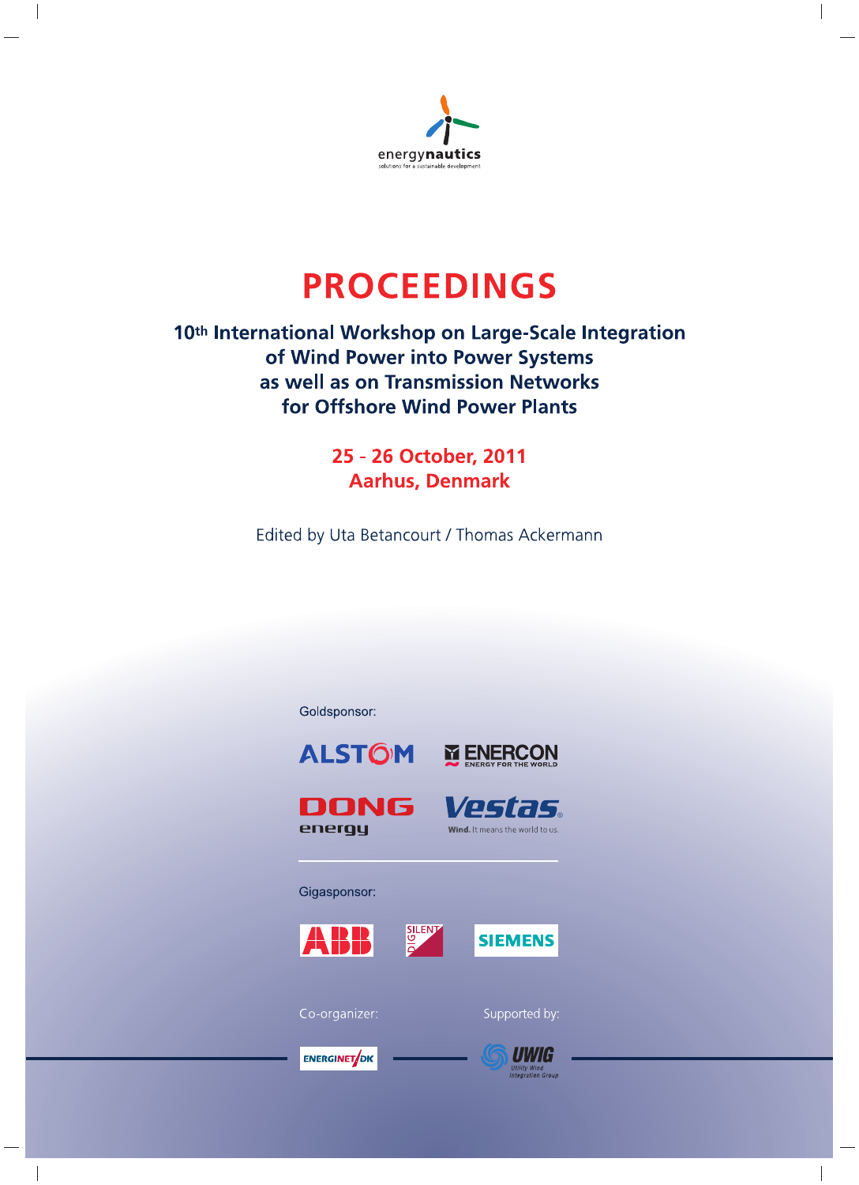energynautics
solutions for a sustainable development

# PROCEEDINGS

## 10th International Workshop on Large-Scale Integration of Wind Power into Power Systems as well as on Transmission Networks for Offshore Wind Power Plants

**25 - 26 October, 2011**
**Aarhus, Denmark**

Edited by Uta Betancourt / Thomas Ackermann

Goldsponsor:

ALSTOM
ENERCON ENERGY FOR THE WORLD
DONG energy
Vestas Wind. It means the world to us.

Gigasponsor:

ABB
DIgSILENT
SIEMENS

Co-organizer:

ENERGINET/DK

Supported by:

UWIG Utility Wind Integration Group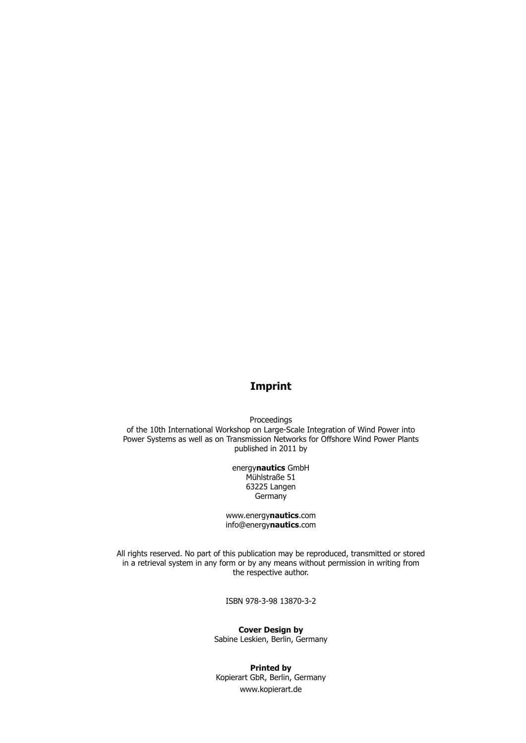# Imprint

Proceedings
of the 10th International Workshop on Large-Scale Integration of Wind Power into Power Systems as well as on Transmission Networks for Offshore Wind Power Plants published in 2011 by

energy**nautics** GmbH
Mühlstraße 51
63225 Langen
Germany

www.energy**nautics**.com
info@energy**nautics**.com

All rights reserved. No part of this publication may be reproduced, transmitted or stored in a retrieval system in any form or by any means without permission in writing from the respective author.

ISBN 978-3-98 13870-3-2

**Cover Design by**
Sabine Leskien, Berlin, Germany

**Printed by**
Kopierart GbR, Berlin, Germany
www.kopierart.de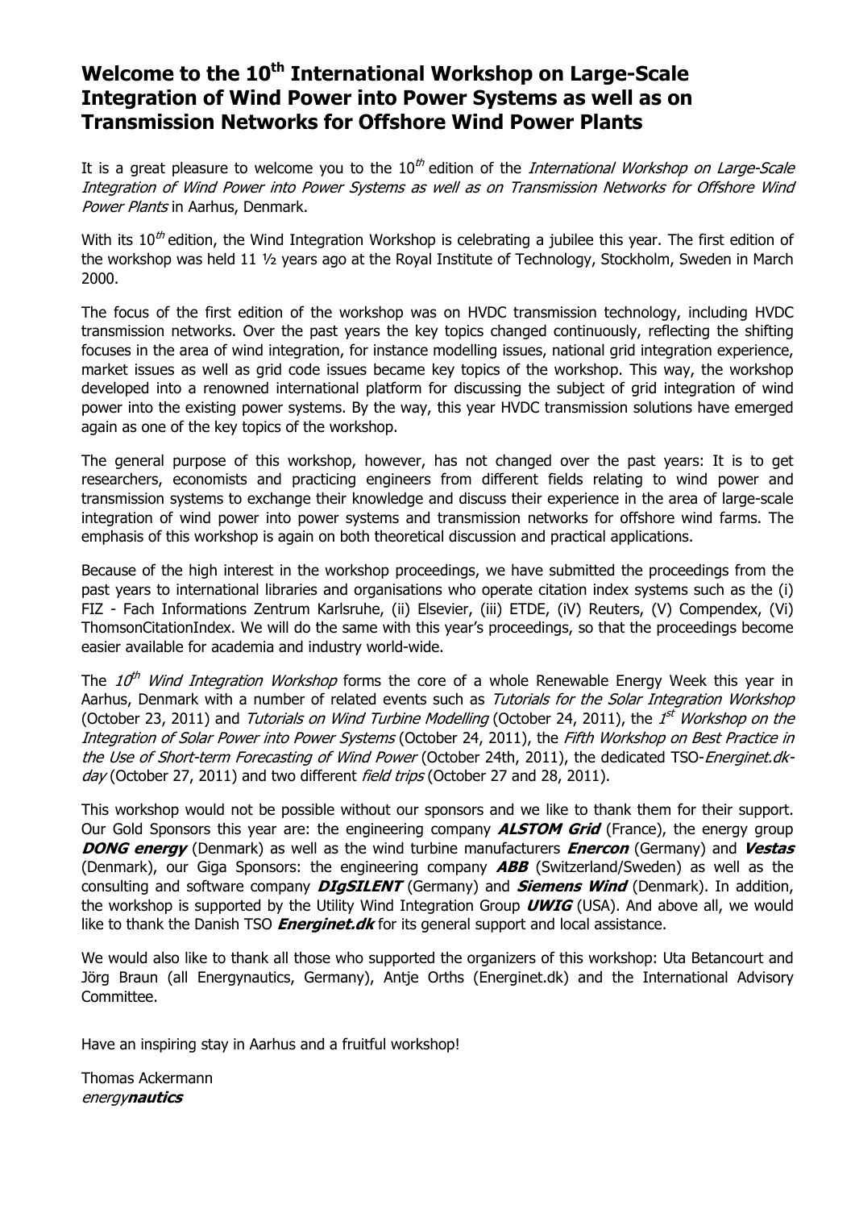# Welcome to the 10th International Workshop on Large-Scale Integration of Wind Power into Power Systems as well as on Transmission Networks for Offshore Wind Power Plants

It is a great pleasure to welcome you to the 10th edition of the *International Workshop on Large-Scale Integration of Wind Power into Power Systems as well as on Transmission Networks for Offshore Wind Power Plants* in Aarhus, Denmark.

With its 10th edition, the Wind Integration Workshop is celebrating a jubilee this year. The first edition of the workshop was held 11 ½ years ago at the Royal Institute of Technology, Stockholm, Sweden in March 2000.

The focus of the first edition of the workshop was on HVDC transmission technology, including HVDC transmission networks. Over the past years the key topics changed continuously, reflecting the shifting focuses in the area of wind integration, for instance modelling issues, national grid integration experience, market issues as well as grid code issues became key topics of the workshop. This way, the workshop developed into a renowned international platform for discussing the subject of grid integration of wind power into the existing power systems. By the way, this year HVDC transmission solutions have emerged again as one of the key topics of the workshop.

The general purpose of this workshop, however, has not changed over the past years: It is to get researchers, economists and practicing engineers from different fields relating to wind power and transmission systems to exchange their knowledge and discuss their experience in the area of large-scale integration of wind power into power systems and transmission networks for offshore wind farms. The emphasis of this workshop is again on both theoretical discussion and practical applications.

Because of the high interest in the workshop proceedings, we have submitted the proceedings from the past years to international libraries and organisations who operate citation index systems such as the (i) FIZ - Fach Informations Zentrum Karlsruhe, (ii) Elsevier, (iii) ETDE, (iV) Reuters, (V) Compendex, (Vi) ThomsonCitationIndex. We will do the same with this year's proceedings, so that the proceedings become easier available for academia and industry world-wide.

The *10th Wind Integration Workshop* forms the core of a whole Renewable Energy Week this year in Aarhus, Denmark with a number of related events such as *Tutorials for the Solar Integration Workshop* (October 23, 2011) and *Tutorials on Wind Turbine Modelling* (October 24, 2011), the *1st Workshop on the Integration of Solar Power into Power Systems* (October 24, 2011), the *Fifth Workshop on Best Practice in the Use of Short-term Forecasting of Wind Power* (October 24th, 2011), the dedicated TSO-*Energinet.dk-day* (October 27, 2011) and two different *field trips* (October 27 and 28, 2011).

This workshop would not be possible without our sponsors and we like to thank them for their support. Our Gold Sponsors this year are: the engineering company ***ALSTOM Grid*** (France), the energy group ***DONG energy*** (Denmark) as well as the wind turbine manufacturers ***Enercon*** (Germany) and ***Vestas*** (Denmark), our Giga Sponsors: the engineering company ***ABB*** (Switzerland/Sweden) as well as the consulting and software company ***DIgSILENT*** (Germany) and ***Siemens Wind*** (Denmark). In addition, the workshop is supported by the Utility Wind Integration Group ***UWIG*** (USA). And above all, we would like to thank the Danish TSO ***Energinet.dk*** for its general support and local assistance.

We would also like to thank all those who supported the organizers of this workshop: Uta Betancourt and Jörg Braun (all Energynautics, Germany), Antje Orths (Energinet.dk) and the International Advisory Committee.

Have an inspiring stay in Aarhus and a fruitful workshop!

Thomas Ackermann
*energy**nautics***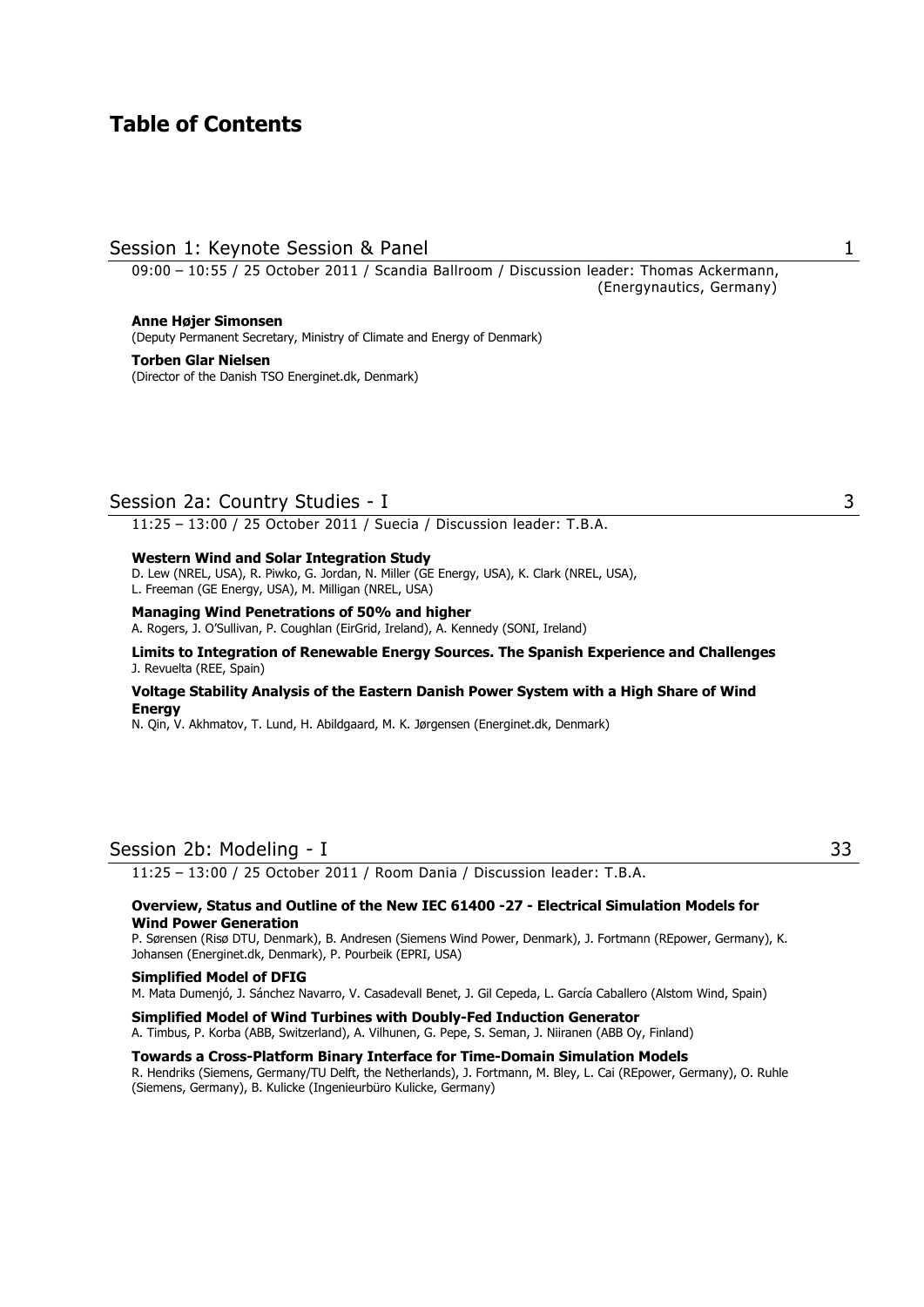# Table of Contents

## Session 1: Keynote Session & Panel — 1

09:00 – 10:55 / 25 October 2011 / Scandia Ballroom / Discussion leader: Thomas Ackermann, (Energynautics, Germany)

**Anne Højer Simonsen**
(Deputy Permanent Secretary, Ministry of Climate and Energy of Denmark)

**Torben Glar Nielsen**
(Director of the Danish TSO Energinet.dk, Denmark)

## Session 2a: Country Studies - I — 3

11:25 – 13:00 / 25 October 2011 / Suecia / Discussion leader: T.B.A.

**Western Wind and Solar Integration Study**
D. Lew (NREL, USA), R. Piwko, G. Jordan, N. Miller (GE Energy, USA), K. Clark (NREL, USA), L. Freeman (GE Energy, USA), M. Milligan (NREL, USA)

**Managing Wind Penetrations of 50% and higher**
A. Rogers, J. O'Sullivan, P. Coughlan (EirGrid, Ireland), A. Kennedy (SONI, Ireland)

**Limits to Integration of Renewable Energy Sources. The Spanish Experience and Challenges**
J. Revuelta (REE, Spain)

**Voltage Stability Analysis of the Eastern Danish Power System with a High Share of Wind Energy**
N. Qin, V. Akhmatov, T. Lund, H. Abildgaard, M. K. Jørgensen (Energinet.dk, Denmark)

## Session 2b: Modeling - I — 33

11:25 – 13:00 / 25 October 2011 / Room Dania / Discussion leader: T.B.A.

**Overview, Status and Outline of the New IEC 61400 -27 - Electrical Simulation Models for Wind Power Generation**
P. Sørensen (Risø DTU, Denmark), B. Andresen (Siemens Wind Power, Denmark), J. Fortmann (REpower, Germany), K. Johansen (Energinet.dk, Denmark), P. Pourbeik (EPRI, USA)

**Simplified Model of DFIG**
M. Mata Dumenjó, J. Sánchez Navarro, V. Casadevall Benet, J. Gil Cepeda, L. García Caballero (Alstom Wind, Spain)

**Simplified Model of Wind Turbines with Doubly-Fed Induction Generator**
A. Timbus, P. Korba (ABB, Switzerland), A. Vilhunen, G. Pepe, S. Seman, J. Niiranen (ABB Oy, Finland)

**Towards a Cross-Platform Binary Interface for Time-Domain Simulation Models**
R. Hendriks (Siemens, Germany/TU Delft, the Netherlands), J. Fortmann, M. Bley, L. Cai (REpower, Germany), O. Ruhle (Siemens, Germany), B. Kulicke (Ingenieurbüro Kulicke, Germany)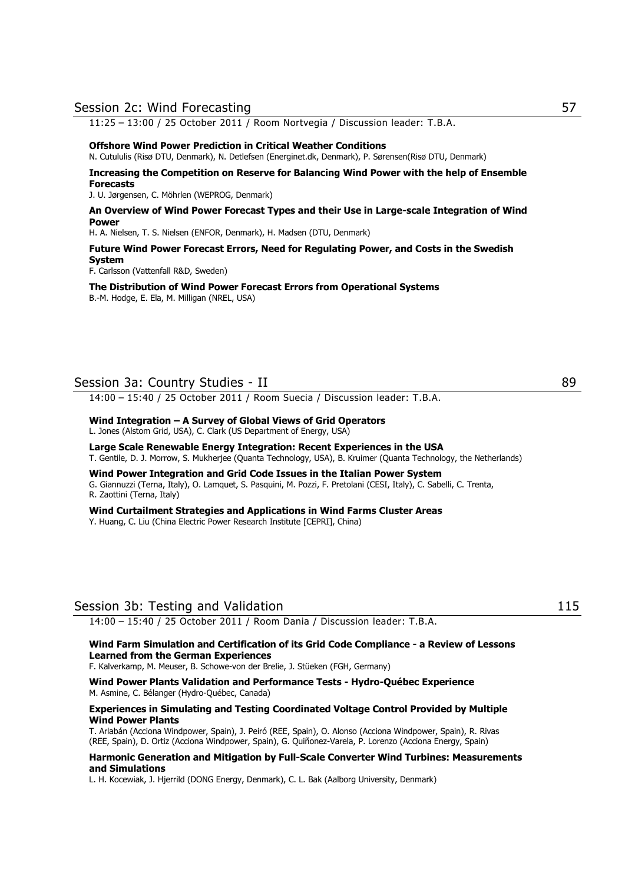## Session 2c: Wind Forecasting 57

11:25 – 13:00 / 25 October 2011 / Room Nortvegia / Discussion leader: T.B.A.

**Offshore Wind Power Prediction in Critical Weather Conditions**
N. Cutululis (Risø DTU, Denmark), N. Detlefsen (Energinet.dk, Denmark), P. Sørensen(Risø DTU, Denmark)

**Increasing the Competition on Reserve for Balancing Wind Power with the help of Ensemble Forecasts**
J. U. Jørgensen, C. Möhrlen (WEPROG, Denmark)

**An Overview of Wind Power Forecast Types and their Use in Large-scale Integration of Wind Power**
H. A. Nielsen, T. S. Nielsen (ENFOR, Denmark), H. Madsen (DTU, Denmark)

**Future Wind Power Forecast Errors, Need for Regulating Power, and Costs in the Swedish System**
F. Carlsson (Vattenfall R&D, Sweden)

**The Distribution of Wind Power Forecast Errors from Operational Systems**
B.-M. Hodge, E. Ela, M. Milligan (NREL, USA)

## Session 3a: Country Studies - II 89

14:00 – 15:40 / 25 October 2011 / Room Suecia / Discussion leader: T.B.A.

**Wind Integration – A Survey of Global Views of Grid Operators**
L. Jones (Alstom Grid, USA), C. Clark (US Department of Energy, USA)

**Large Scale Renewable Energy Integration: Recent Experiences in the USA**
T. Gentile, D. J. Morrow, S. Mukherjee (Quanta Technology, USA), B. Kruimer (Quanta Technology, the Netherlands)

**Wind Power Integration and Grid Code Issues in the Italian Power System**
G. Giannuzzi (Terna, Italy), O. Lamquet, S. Pasquini, M. Pozzi, F. Pretolani (CESI, Italy), C. Sabelli, C. Trenta, R. Zaottini (Terna, Italy)

**Wind Curtailment Strategies and Applications in Wind Farms Cluster Areas**
Y. Huang, C. Liu (China Electric Power Research Institute [CEPRI], China)

## Session 3b: Testing and Validation 115

14:00 – 15:40 / 25 October 2011 / Room Dania / Discussion leader: T.B.A.

**Wind Farm Simulation and Certification of its Grid Code Compliance - a Review of Lessons Learned from the German Experiences**
F. Kalverkamp, M. Meuser, B. Schowe-von der Brelie, J. Stüeken (FGH, Germany)

**Wind Power Plants Validation and Performance Tests - Hydro-Québec Experience**
M. Asmine, C. Bélanger (Hydro-Québec, Canada)

**Experiences in Simulating and Testing Coordinated Voltage Control Provided by Multiple Wind Power Plants**
T. Arlabán (Acciona Windpower, Spain), J. Peiró (REE, Spain), O. Alonso (Acciona Windpower, Spain), R. Rivas (REE, Spain), D. Ortiz (Acciona Windpower, Spain), G. Quiñonez-Varela, P. Lorenzo (Acciona Energy, Spain)

**Harmonic Generation and Mitigation by Full-Scale Converter Wind Turbines: Measurements and Simulations**
L. H. Kocewiak, J. Hjerrild (DONG Energy, Denmark), C. L. Bak (Aalborg University, Denmark)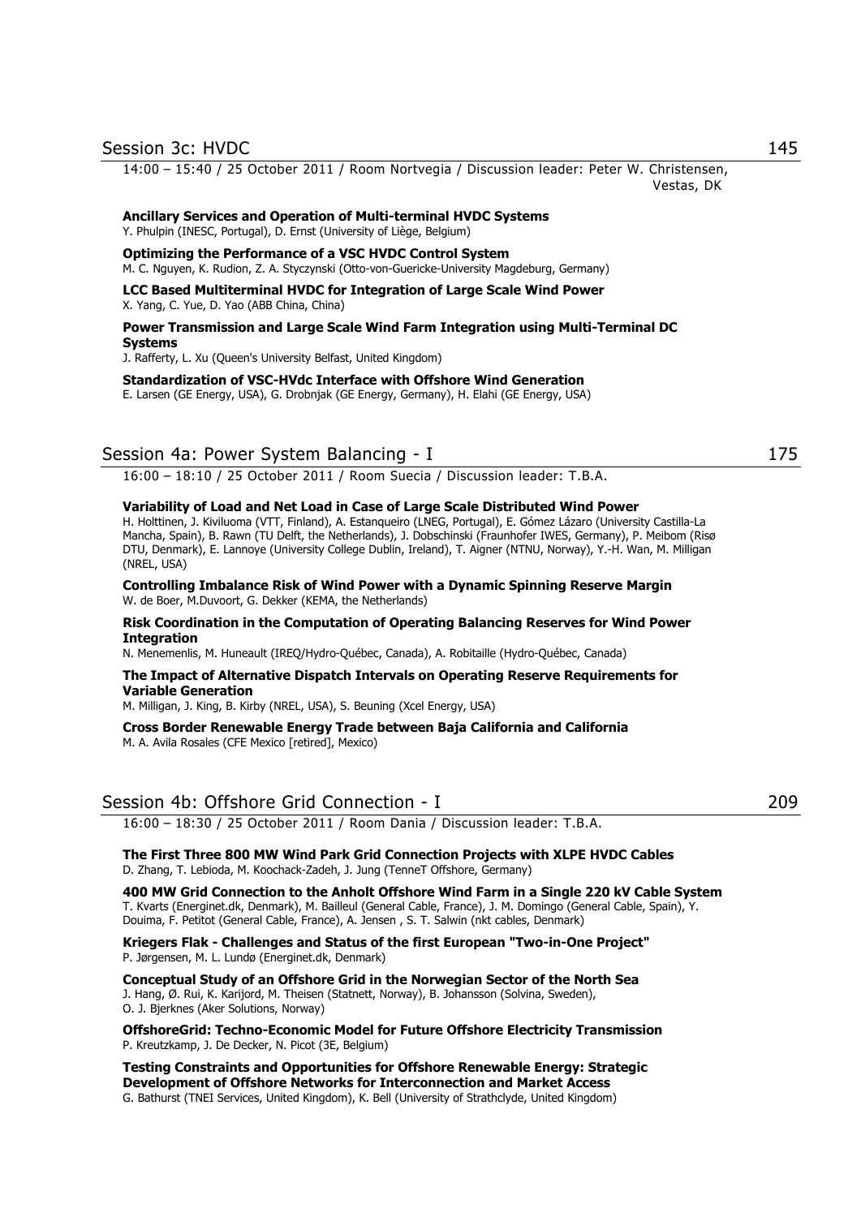## Session 3c: HVDC 145

14:00 – 15:40 / 25 October 2011 / Room Nortvegia / Discussion leader: Peter W. Christensen, Vestas, DK

**Ancillary Services and Operation of Multi-terminal HVDC Systems**
Y. Phulpin (INESC, Portugal), D. Ernst (University of Liège, Belgium)

**Optimizing the Performance of a VSC HVDC Control System**
M. C. Nguyen, K. Rudion, Z. A. Styczynski (Otto-von-Guericke-University Magdeburg, Germany)

**LCC Based Multiterminal HVDC for Integration of Large Scale Wind Power**
X. Yang, C. Yue, D. Yao (ABB China, China)

**Power Transmission and Large Scale Wind Farm Integration using Multi-Terminal DC Systems**
J. Rafferty, L. Xu (Queen's University Belfast, United Kingdom)

**Standardization of VSC-HVdc Interface with Offshore Wind Generation**
E. Larsen (GE Energy, USA), G. Drobnjak (GE Energy, Germany), H. Elahi (GE Energy, USA)

## Session 4a: Power System Balancing - I 175

16:00 – 18:10 / 25 October 2011 / Room Suecia / Discussion leader: T.B.A.

**Variability of Load and Net Load in Case of Large Scale Distributed Wind Power**
H. Holttinen, J. Kiviluoma (VTT, Finland), A. Estanqueiro (LNEG, Portugal), E. Gómez Lázaro (University Castilla-La Mancha, Spain), B. Rawn (TU Delft, the Netherlands), J. Dobschinski (Fraunhofer IWES, Germany), P. Meibom (Risø DTU, Denmark), E. Lannoye (University College Dublin, Ireland), T. Aigner (NTNU, Norway), Y.-H. Wan, M. Milligan (NREL, USA)

**Controlling Imbalance Risk of Wind Power with a Dynamic Spinning Reserve Margin**
W. de Boer, M.Duvoort, G. Dekker (KEMA, the Netherlands)

**Risk Coordination in the Computation of Operating Balancing Reserves for Wind Power Integration**
N. Menemenlis, M. Huneault (IREQ/Hydro-Québec, Canada), A. Robitaille (Hydro-Québec, Canada)

**The Impact of Alternative Dispatch Intervals on Operating Reserve Requirements for Variable Generation**
M. Milligan, J. King, B. Kirby (NREL, USA), S. Beuning (Xcel Energy, USA)

**Cross Border Renewable Energy Trade between Baja California and California**
M. A. Avila Rosales (CFE Mexico [retired], Mexico)

## Session 4b: Offshore Grid Connection - I 209

16:00 – 18:30 / 25 October 2011 / Room Dania / Discussion leader: T.B.A.

**The First Three 800 MW Wind Park Grid Connection Projects with XLPE HVDC Cables**
D. Zhang, T. Lebioda, M. Koochack-Zadeh, J. Jung (TenneT Offshore, Germany)

**400 MW Grid Connection to the Anholt Offshore Wind Farm in a Single 220 kV Cable System**
T. Kvarts (Energinet.dk, Denmark), M. Bailleul (General Cable, France), J. M. Domingo (General Cable, Spain), Y. Douima, F. Petitot (General Cable, France), A. Jensen , S. T. Salwin (nkt cables, Denmark)

**Kriegers Flak - Challenges and Status of the first European "Two-in-One Project"**
P. Jørgensen, M. L. Lundø (Energinet.dk, Denmark)

**Conceptual Study of an Offshore Grid in the Norwegian Sector of the North Sea**
J. Hang, Ø. Rui, K. Karijord, M. Theisen (Statnett, Norway), B. Johansson (Solvina, Sweden), O. J. Bjerknes (Aker Solutions, Norway)

**OffshoreGrid: Techno-Economic Model for Future Offshore Electricity Transmission**
P. Kreutzkamp, J. De Decker, N. Picot (3E, Belgium)

**Testing Constraints and Opportunities for Offshore Renewable Energy: Strategic Development of Offshore Networks for Interconnection and Market Access**
G. Bathurst (TNEI Services, United Kingdom), K. Bell (University of Strathclyde, United Kingdom)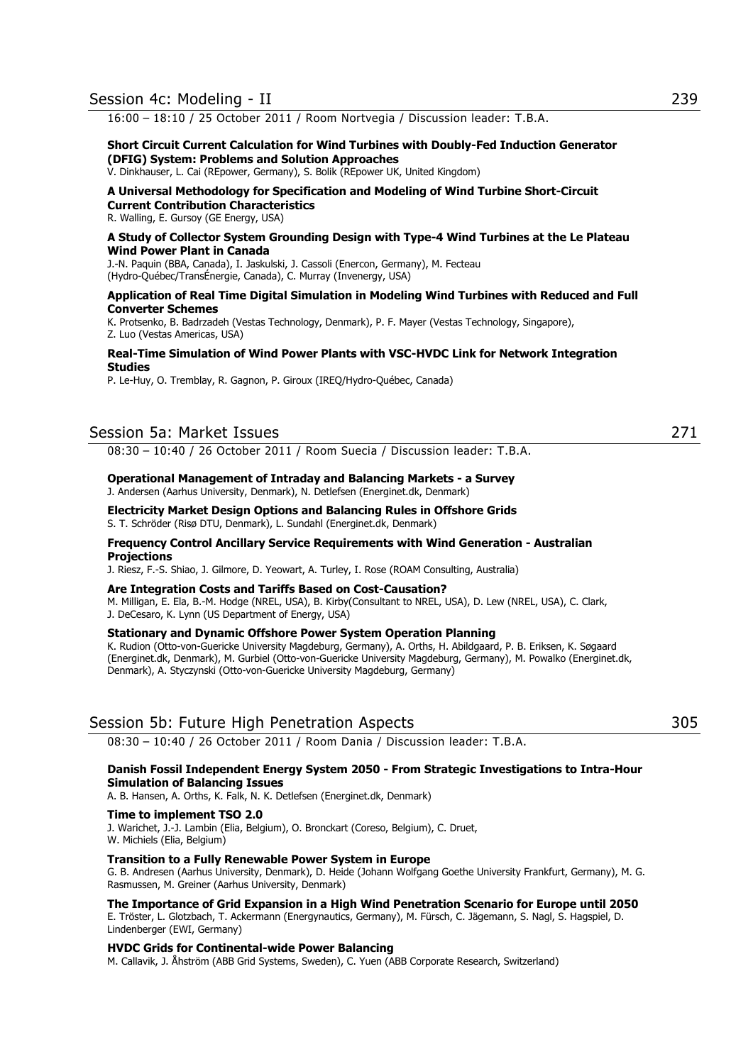## Session 4c: Modeling - II 239

16:00 – 18:10 / 25 October 2011 / Room Nortvegia / Discussion leader: T.B.A.

**Short Circuit Current Calculation for Wind Turbines with Doubly-Fed Induction Generator (DFIG) System: Problems and Solution Approaches**
V. Dinkhauser, L. Cai (REpower, Germany), S. Bolik (REpower UK, United Kingdom)

**A Universal Methodology for Specification and Modeling of Wind Turbine Short-Circuit Current Contribution Characteristics**
R. Walling, E. Gursoy (GE Energy, USA)

**A Study of Collector System Grounding Design with Type-4 Wind Turbines at the Le Plateau Wind Power Plant in Canada**
J.-N. Paquin (BBA, Canada), I. Jaskulski, J. Cassoli (Enercon, Germany), M. Fecteau (Hydro-Québec/TransÉnergie, Canada), C. Murray (Invenergy, USA)

**Application of Real Time Digital Simulation in Modeling Wind Turbines with Reduced and Full Converter Schemes**
K. Protsenko, B. Badrzadeh (Vestas Technology, Denmark), P. F. Mayer (Vestas Technology, Singapore), Z. Luo (Vestas Americas, USA)

**Real-Time Simulation of Wind Power Plants with VSC-HVDC Link for Network Integration Studies**
P. Le-Huy, O. Tremblay, R. Gagnon, P. Giroux (IREQ/Hydro-Québec, Canada)

## Session 5a: Market Issues 271

08:30 – 10:40 / 26 October 2011 / Room Suecia / Discussion leader: T.B.A.

**Operational Management of Intraday and Balancing Markets - a Survey**
J. Andersen (Aarhus University, Denmark), N. Detlefsen (Energinet.dk, Denmark)

**Electricity Market Design Options and Balancing Rules in Offshore Grids**
S. T. Schröder (Risø DTU, Denmark), L. Sundahl (Energinet.dk, Denmark)

**Frequency Control Ancillary Service Requirements with Wind Generation - Australian Projections**
J. Riesz, F.-S. Shiao, J. Gilmore, D. Yeowart, A. Turley, I. Rose (ROAM Consulting, Australia)

**Are Integration Costs and Tariffs Based on Cost-Causation?**
M. Milligan, E. Ela, B.-M. Hodge (NREL, USA), B. Kirby(Consultant to NREL, USA), D. Lew (NREL, USA), C. Clark, J. DeCesaro, K. Lynn (US Department of Energy, USA)

**Stationary and Dynamic Offshore Power System Operation Planning**
K. Rudion (Otto-von-Guericke University Magdeburg, Germany), A. Orths, H. Abildgaard, P. B. Eriksen, K. Søgaard (Energinet.dk, Denmark), M. Gurbiel (Otto-von-Guericke University Magdeburg, Germany), M. Powalko (Energinet.dk, Denmark), A. Styczynski (Otto-von-Guericke University Magdeburg, Germany)

## Session 5b: Future High Penetration Aspects 305

08:30 – 10:40 / 26 October 2011 / Room Dania / Discussion leader: T.B.A.

**Danish Fossil Independent Energy System 2050 - From Strategic Investigations to Intra-Hour Simulation of Balancing Issues**
A. B. Hansen, A. Orths, K. Falk, N. K. Detlefsen (Energinet.dk, Denmark)

**Time to implement TSO 2.0**
J. Warichet, J.-J. Lambin (Elia, Belgium), O. Bronckart (Coreso, Belgium), C. Druet, W. Michiels (Elia, Belgium)

**Transition to a Fully Renewable Power System in Europe**
G. B. Andresen (Aarhus University, Denmark), D. Heide (Johann Wolfgang Goethe University Frankfurt, Germany), M. G. Rasmussen, M. Greiner (Aarhus University, Denmark)

**The Importance of Grid Expansion in a High Wind Penetration Scenario for Europe until 2050**
E. Tröster, L. Glotzbach, T. Ackermann (Energynautics, Germany), M. Fürsch, C. Jägemann, S. Nagl, S. Hagspiel, D. Lindenberger (EWI, Germany)

**HVDC Grids for Continental-wide Power Balancing**
M. Callavik, J. Åhström (ABB Grid Systems, Sweden), C. Yuen (ABB Corporate Research, Switzerland)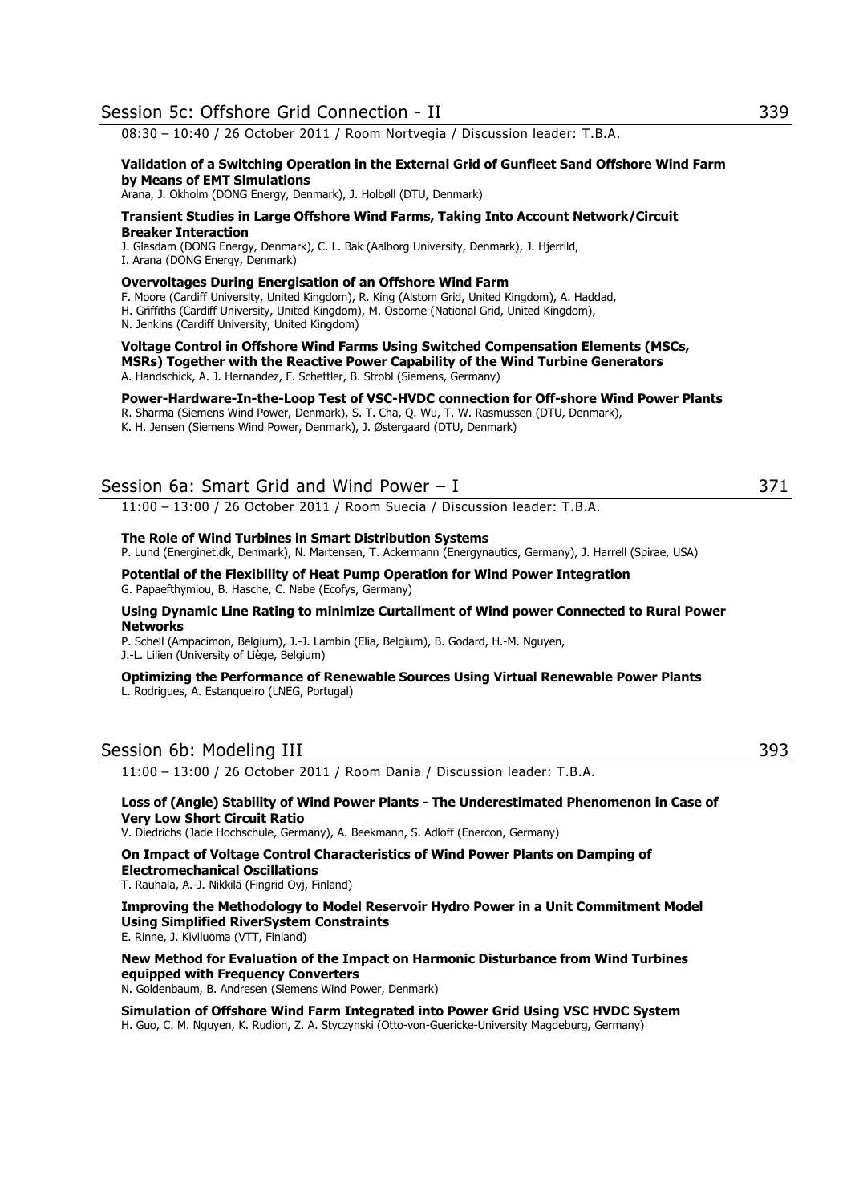## Session 5c: Offshore Grid Connection - II 339

08:30 – 10:40 / 26 October 2011 / Room Nortvegia / Discussion leader: T.B.A.

**Validation of a Switching Operation in the External Grid of Gunfleet Sand Offshore Wind Farm by Means of EMT Simulations**
Arana, J. Okholm (DONG Energy, Denmark), J. Holbøll (DTU, Denmark)

**Transient Studies in Large Offshore Wind Farms, Taking Into Account Network/Circuit Breaker Interaction**
J. Glasdam (DONG Energy, Denmark), C. L. Bak (Aalborg University, Denmark), J. Hjerrild, I. Arana (DONG Energy, Denmark)

**Overvoltages During Energisation of an Offshore Wind Farm**
F. Moore (Cardiff University, United Kingdom), R. King (Alstom Grid, United Kingdom), A. Haddad, H. Griffiths (Cardiff University, United Kingdom), M. Osborne (National Grid, United Kingdom), N. Jenkins (Cardiff University, United Kingdom)

**Voltage Control in Offshore Wind Farms Using Switched Compensation Elements (MSCs, MSRs) Together with the Reactive Power Capability of the Wind Turbine Generators**
A. Handschick, A. J. Hernandez, F. Schettler, B. Strobl (Siemens, Germany)

**Power-Hardware-In-the-Loop Test of VSC-HVDC connection for Off-shore Wind Power Plants**
R. Sharma (Siemens Wind Power, Denmark), S. T. Cha, Q. Wu, T. W. Rasmussen (DTU, Denmark), K. H. Jensen (Siemens Wind Power, Denmark), J. Østergaard (DTU, Denmark)

## Session 6a: Smart Grid and Wind Power – I 371

11:00 – 13:00 / 26 October 2011 / Room Suecia / Discussion leader: T.B.A.

**The Role of Wind Turbines in Smart Distribution Systems**
P. Lund (Energinet.dk, Denmark), N. Martensen, T. Ackermann (Energynautics, Germany), J. Harrell (Spirae, USA)

**Potential of the Flexibility of Heat Pump Operation for Wind Power Integration**
G. Papaefthymiou, B. Hasche, C. Nabe (Ecofys, Germany)

**Using Dynamic Line Rating to minimize Curtailment of Wind power Connected to Rural Power Networks**
P. Schell (Ampacimon, Belgium), J.-J. Lambin (Elia, Belgium), B. Godard, H.-M. Nguyen, J.-L. Lilien (University of Liège, Belgium)

**Optimizing the Performance of Renewable Sources Using Virtual Renewable Power Plants**
L. Rodrigues, A. Estanqueiro (LNEG, Portugal)

## Session 6b: Modeling III 393

11:00 – 13:00 / 26 October 2011 / Room Dania / Discussion leader: T.B.A.

**Loss of (Angle) Stability of Wind Power Plants - The Underestimated Phenomenon in Case of Very Low Short Circuit Ratio**
V. Diedrichs (Jade Hochschule, Germany), A. Beekmann, S. Adloff (Enercon, Germany)

**On Impact of Voltage Control Characteristics of Wind Power Plants on Damping of Electromechanical Oscillations**
T. Rauhala, A.-J. Nikkilä (Fingrid Oyj, Finland)

**Improving the Methodology to Model Reservoir Hydro Power in a Unit Commitment Model Using Simplified RiverSystem Constraints**
E. Rinne, J. Kiviluoma (VTT, Finland)

**New Method for Evaluation of the Impact on Harmonic Disturbance from Wind Turbines equipped with Frequency Converters**
N. Goldenbaum, B. Andresen (Siemens Wind Power, Denmark)

**Simulation of Offshore Wind Farm Integrated into Power Grid Using VSC HVDC System**
H. Guo, C. M. Nguyen, K. Rudion, Z. A. Styczynski (Otto-von-Guericke-University Magdeburg, Germany)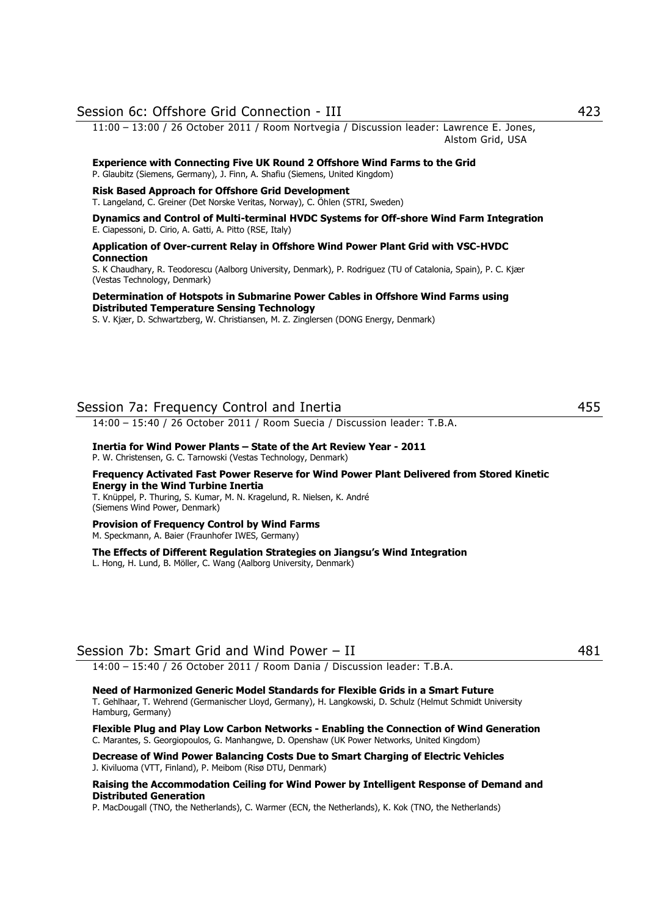## Session 6c: Offshore Grid Connection - III 423

11:00 – 13:00 / 26 October 2011 / Room Nortvegia / Discussion leader: Lawrence E. Jones, Alstom Grid, USA

**Experience with Connecting Five UK Round 2 Offshore Wind Farms to the Grid**
P. Glaubitz (Siemens, Germany), J. Finn, A. Shafiu (Siemens, United Kingdom)

**Risk Based Approach for Offshore Grid Development**
T. Langeland, C. Greiner (Det Norske Veritas, Norway), C. Öhlen (STRI, Sweden)

**Dynamics and Control of Multi-terminal HVDC Systems for Off-shore Wind Farm Integration**
E. Ciapessoni, D. Cirio, A. Gatti, A. Pitto (RSE, Italy)

**Application of Over-current Relay in Offshore Wind Power Plant Grid with VSC-HVDC Connection**
S. K Chaudhary, R. Teodorescu (Aalborg University, Denmark), P. Rodriguez (TU of Catalonia, Spain), P. C. Kjær (Vestas Technology, Denmark)

**Determination of Hotspots in Submarine Power Cables in Offshore Wind Farms using Distributed Temperature Sensing Technology**
S. V. Kjær, D. Schwartzberg, W. Christiansen, M. Z. Zinglersen (DONG Energy, Denmark)

## Session 7a: Frequency Control and Inertia 455

14:00 – 15:40 / 26 October 2011 / Room Suecia / Discussion leader: T.B.A.

**Inertia for Wind Power Plants – State of the Art Review Year - 2011**
P. W. Christensen, G. C. Tarnowski (Vestas Technology, Denmark)

**Frequency Activated Fast Power Reserve for Wind Power Plant Delivered from Stored Kinetic Energy in the Wind Turbine Inertia**
T. Knüppel, P. Thuring, S. Kumar, M. N. Kragelund, R. Nielsen, K. André (Siemens Wind Power, Denmark)

**Provision of Frequency Control by Wind Farms**
M. Speckmann, A. Baier (Fraunhofer IWES, Germany)

**The Effects of Different Regulation Strategies on Jiangsu's Wind Integration**
L. Hong, H. Lund, B. Möller, C. Wang (Aalborg University, Denmark)

## Session 7b: Smart Grid and Wind Power – II 481

14:00 – 15:40 / 26 October 2011 / Room Dania / Discussion leader: T.B.A.

**Need of Harmonized Generic Model Standards for Flexible Grids in a Smart Future**
T. Gehlhaar, T. Wehrend (Germanischer Lloyd, Germany), H. Langkowski, D. Schulz (Helmut Schmidt University Hamburg, Germany)

**Flexible Plug and Play Low Carbon Networks - Enabling the Connection of Wind Generation**
C. Marantes, S. Georgiopoulos, G. Manhangwe, D. Openshaw (UK Power Networks, United Kingdom)

**Decrease of Wind Power Balancing Costs Due to Smart Charging of Electric Vehicles**
J. Kiviluoma (VTT, Finland), P. Meibom (Risø DTU, Denmark)

**Raising the Accommodation Ceiling for Wind Power by Intelligent Response of Demand and Distributed Generation**
P. MacDougall (TNO, the Netherlands), C. Warmer (ECN, the Netherlands), K. Kok (TNO, the Netherlands)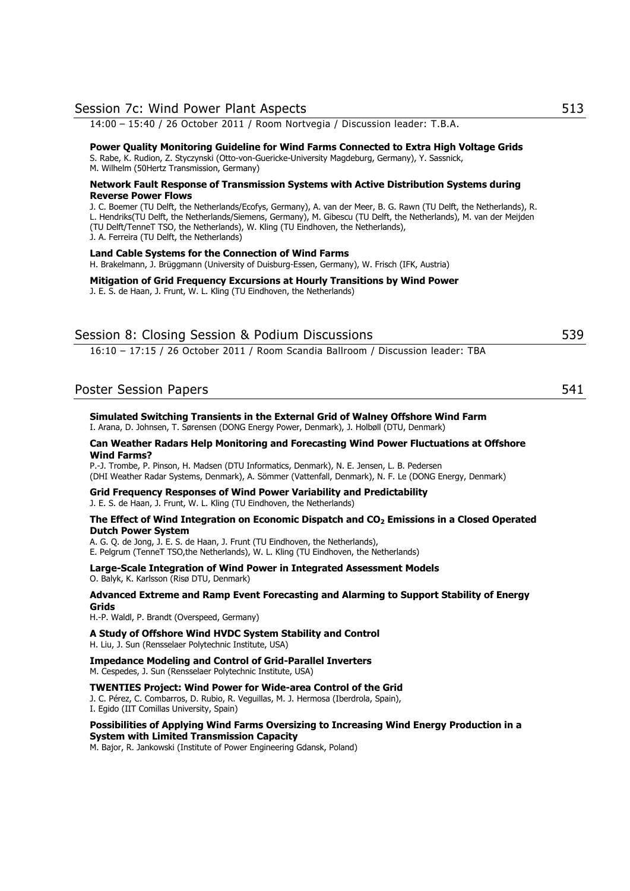## Session 7c: Wind Power Plant Aspects 513

14:00 – 15:40 / 26 October 2011 / Room Nortvegia / Discussion leader: T.B.A.

**Power Quality Monitoring Guideline for Wind Farms Connected to Extra High Voltage Grids**
S. Rabe, K. Rudion, Z. Styczynski (Otto-von-Guericke-University Magdeburg, Germany), Y. Sassnick, M. Wilhelm (50Hertz Transmission, Germany)

**Network Fault Response of Transmission Systems with Active Distribution Systems during Reverse Power Flows**
J. C. Boemer (TU Delft, the Netherlands/Ecofys, Germany), A. van der Meer, B. G. Rawn (TU Delft, the Netherlands), R. L. Hendriks(TU Delft, the Netherlands/Siemens, Germany), M. Gibescu (TU Delft, the Netherlands), M. van der Meijden (TU Delft/TenneT TSO, the Netherlands), W. Kling (TU Eindhoven, the Netherlands), J. A. Ferreira (TU Delft, the Netherlands)

**Land Cable Systems for the Connection of Wind Farms**
H. Brakelmann, J. Brüggmann (University of Duisburg-Essen, Germany), W. Frisch (IFK, Austria)

**Mitigation of Grid Frequency Excursions at Hourly Transitions by Wind Power**
J. E. S. de Haan, J. Frunt, W. L. Kling (TU Eindhoven, the Netherlands)

## Session 8: Closing Session & Podium Discussions 539

16:10 – 17:15 / 26 October 2011 / Room Scandia Ballroom / Discussion leader: TBA

## Poster Session Papers 541

**Simulated Switching Transients in the External Grid of Walney Offshore Wind Farm**
I. Arana, D. Johnsen, T. Sørensen (DONG Energy Power, Denmark), J. Holbøll (DTU, Denmark)

**Can Weather Radars Help Monitoring and Forecasting Wind Power Fluctuations at Offshore Wind Farms?**
P.-J. Trombe, P. Pinson, H. Madsen (DTU Informatics, Denmark), N. E. Jensen, L. B. Pedersen (DHI Weather Radar Systems, Denmark), A. Sömmer (Vattenfall, Denmark), N. F. Le (DONG Energy, Denmark)

**Grid Frequency Responses of Wind Power Variability and Predictability**
J. E. S. de Haan, J. Frunt, W. L. Kling (TU Eindhoven, the Netherlands)

**The Effect of Wind Integration on Economic Dispatch and $CO_2$ Emissions in a Closed Operated Dutch Power System**
A. G. Q. de Jong, J. E. S. de Haan, J. Frunt (TU Eindhoven, the Netherlands), E. Pelgrum (TenneT TSO,the Netherlands), W. L. Kling (TU Eindhoven, the Netherlands)

**Large-Scale Integration of Wind Power in Integrated Assessment Models**
O. Balyk, K. Karlsson (Risø DTU, Denmark)

**Advanced Extreme and Ramp Event Forecasting and Alarming to Support Stability of Energy Grids**
H.-P. Waldl, P. Brandt (Overspeed, Germany)

**A Study of Offshore Wind HVDC System Stability and Control**
H. Liu, J. Sun (Rensselaer Polytechnic Institute, USA)

**Impedance Modeling and Control of Grid-Parallel Inverters**
M. Cespedes, J. Sun (Rensselaer Polytechnic Institute, USA)

**TWENTIES Project: Wind Power for Wide-area Control of the Grid**
J. C. Pérez, C. Combarros, D. Rubio, R. Veguillas, M. J. Hermosa (Iberdrola, Spain), I. Egido (IIT Comillas University, Spain)

**Possibilities of Applying Wind Farms Oversizing to Increasing Wind Energy Production in a System with Limited Transmission Capacity**
M. Bajor, R. Jankowski (Institute of Power Engineering Gdansk, Poland)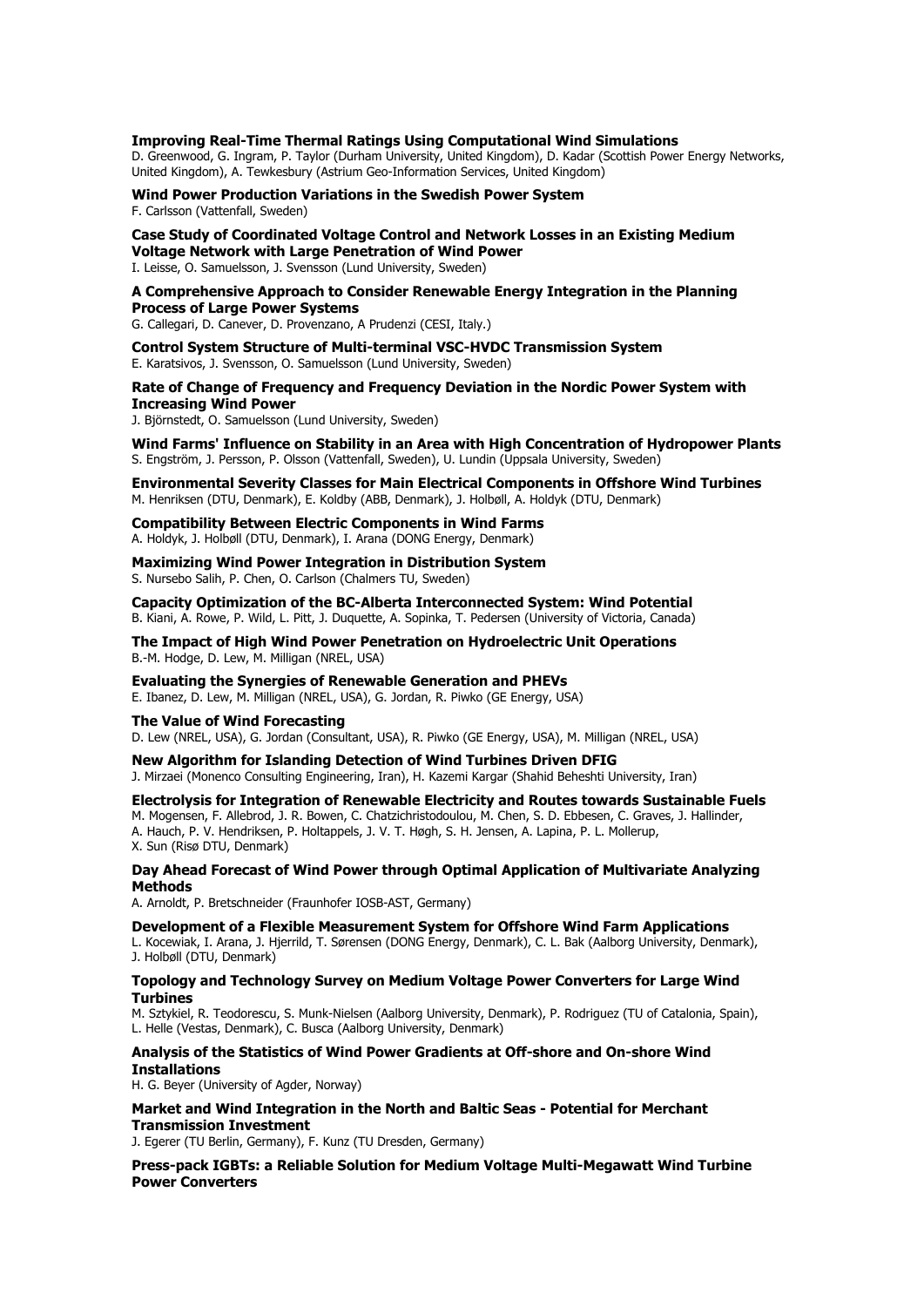**Improving Real-Time Thermal Ratings Using Computational Wind Simulations**
D. Greenwood, G. Ingram, P. Taylor (Durham University, United Kingdom), D. Kadar (Scottish Power Energy Networks, United Kingdom), A. Tewkesbury (Astrium Geo-Information Services, United Kingdom)

**Wind Power Production Variations in the Swedish Power System**
F. Carlsson (Vattenfall, Sweden)

**Case Study of Coordinated Voltage Control and Network Losses in an Existing Medium Voltage Network with Large Penetration of Wind Power**
I. Leisse, O. Samuelsson, J. Svensson (Lund University, Sweden)

**A Comprehensive Approach to Consider Renewable Energy Integration in the Planning Process of Large Power Systems**
G. Callegari, D. Canever, D. Provenzano, A Prudenzi (CESI, Italy.)

**Control System Structure of Multi-terminal VSC-HVDC Transmission System**
E. Karatsivos, J. Svensson, O. Samuelsson (Lund University, Sweden)

**Rate of Change of Frequency and Frequency Deviation in the Nordic Power System with Increasing Wind Power**
J. Björnstedt, O. Samuelsson (Lund University, Sweden)

**Wind Farms' Influence on Stability in an Area with High Concentration of Hydropower Plants**
S. Engström, J. Persson, P. Olsson (Vattenfall, Sweden), U. Lundin (Uppsala University, Sweden)

**Environmental Severity Classes for Main Electrical Components in Offshore Wind Turbines**
M. Henriksen (DTU, Denmark), E. Koldby (ABB, Denmark), J. Holbøll, A. Holdyk (DTU, Denmark)

**Compatibility Between Electric Components in Wind Farms**
A. Holdyk, J. Holbøll (DTU, Denmark), I. Arana (DONG Energy, Denmark)

**Maximizing Wind Power Integration in Distribution System**
S. Nursebo Salih, P. Chen, O. Carlson (Chalmers TU, Sweden)

**Capacity Optimization of the BC-Alberta Interconnected System: Wind Potential**
B. Kiani, A. Rowe, P. Wild, L. Pitt, J. Duquette, A. Sopinka, T. Pedersen (University of Victoria, Canada)

**The Impact of High Wind Power Penetration on Hydroelectric Unit Operations**
B.-M. Hodge, D. Lew, M. Milligan (NREL, USA)

**Evaluating the Synergies of Renewable Generation and PHEVs**
E. Ibanez, D. Lew, M. Milligan (NREL, USA), G. Jordan, R. Piwko (GE Energy, USA)

**The Value of Wind Forecasting**
D. Lew (NREL, USA), G. Jordan (Consultant, USA), R. Piwko (GE Energy, USA), M. Milligan (NREL, USA)

**New Algorithm for Islanding Detection of Wind Turbines Driven DFIG**
J. Mirzaei (Monenco Consulting Engineering, Iran), H. Kazemi Kargar (Shahid Beheshti University, Iran)

**Electrolysis for Integration of Renewable Electricity and Routes towards Sustainable Fuels**
M. Mogensen, F. Allebrod, J. R. Bowen, C. Chatzichristodoulou, M. Chen, S. D. Ebbesen, C. Graves, J. Hallinder, A. Hauch, P. V. Hendriksen, P. Holtappels, J. V. T. Høgh, S. H. Jensen, A. Lapina, P. L. Mollerup, X. Sun (Risø DTU, Denmark)

**Day Ahead Forecast of Wind Power through Optimal Application of Multivariate Analyzing Methods**
A. Arnoldt, P. Bretschneider (Fraunhofer IOSB-AST, Germany)

**Development of a Flexible Measurement System for Offshore Wind Farm Applications**
L. Kocewiak, I. Arana, J. Hjerrild, T. Sørensen (DONG Energy, Denmark), C. L. Bak (Aalborg University, Denmark), J. Holbøll (DTU, Denmark)

**Topology and Technology Survey on Medium Voltage Power Converters for Large Wind Turbines**
M. Sztykiel, R. Teodorescu, S. Munk-Nielsen (Aalborg University, Denmark), P. Rodriguez (TU of Catalonia, Spain), L. Helle (Vestas, Denmark), C. Busca (Aalborg University, Denmark)

**Analysis of the Statistics of Wind Power Gradients at Off-shore and On-shore Wind Installations**
H. G. Beyer (University of Agder, Norway)

**Market and Wind Integration in the North and Baltic Seas - Potential for Merchant Transmission Investment**
J. Egerer (TU Berlin, Germany), F. Kunz (TU Dresden, Germany)

**Press-pack IGBTs: a Reliable Solution for Medium Voltage Multi-Megawatt Wind Turbine Power Converters**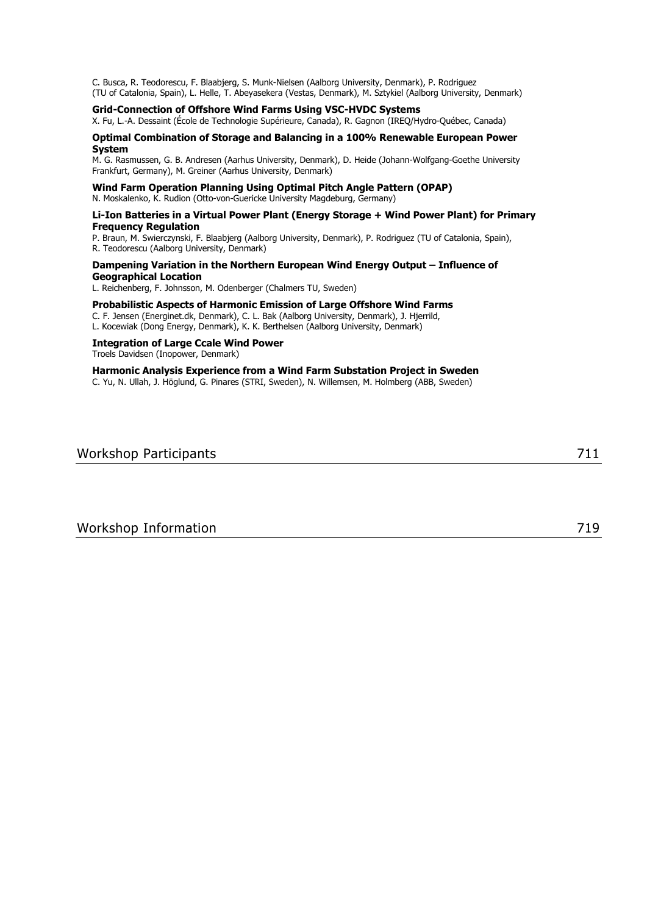C. Busca, R. Teodorescu, F. Blaabjerg, S. Munk-Nielsen (Aalborg University, Denmark), P. Rodriguez (TU of Catalonia, Spain), L. Helle, T. Abeyasekera (Vestas, Denmark), M. Sztykiel (Aalborg University, Denmark)

**Grid-Connection of Offshore Wind Farms Using VSC-HVDC Systems**
X. Fu, L.-A. Dessaint (École de Technologie Supérieure, Canada), R. Gagnon (IREQ/Hydro-Québec, Canada)

**Optimal Combination of Storage and Balancing in a 100% Renewable European Power System**
M. G. Rasmussen, G. B. Andresen (Aarhus University, Denmark), D. Heide (Johann-Wolfgang-Goethe University Frankfurt, Germany), M. Greiner (Aarhus University, Denmark)

**Wind Farm Operation Planning Using Optimal Pitch Angle Pattern (OPAP)**
N. Moskalenko, K. Rudion (Otto-von-Guericke University Magdeburg, Germany)

**Li-Ion Batteries in a Virtual Power Plant (Energy Storage + Wind Power Plant) for Primary Frequency Regulation**
P. Braun, M. Swierczynski, F. Blaabjerg (Aalborg University, Denmark), P. Rodriguez (TU of Catalonia, Spain), R. Teodorescu (Aalborg University, Denmark)

**Dampening Variation in the Northern European Wind Energy Output – Influence of Geographical Location**
L. Reichenberg, F. Johnsson, M. Odenberger (Chalmers TU, Sweden)

**Probabilistic Aspects of Harmonic Emission of Large Offshore Wind Farms**
C. F. Jensen (Energinet.dk, Denmark), C. L. Bak (Aalborg University, Denmark), J. Hjerrild, L. Kocewiak (Dong Energy, Denmark), K. K. Berthelsen (Aalborg University, Denmark)

**Integration of Large Ccale Wind Power**
Troels Davidsen (Inopower, Denmark)

**Harmonic Analysis Experience from a Wind Farm Substation Project in Sweden**
C. Yu, N. Ullah, J. Höglund, G. Pinares (STRI, Sweden), N. Willemsen, M. Holmberg (ABB, Sweden)

## Workshop Participants 711

## Workshop Information 719